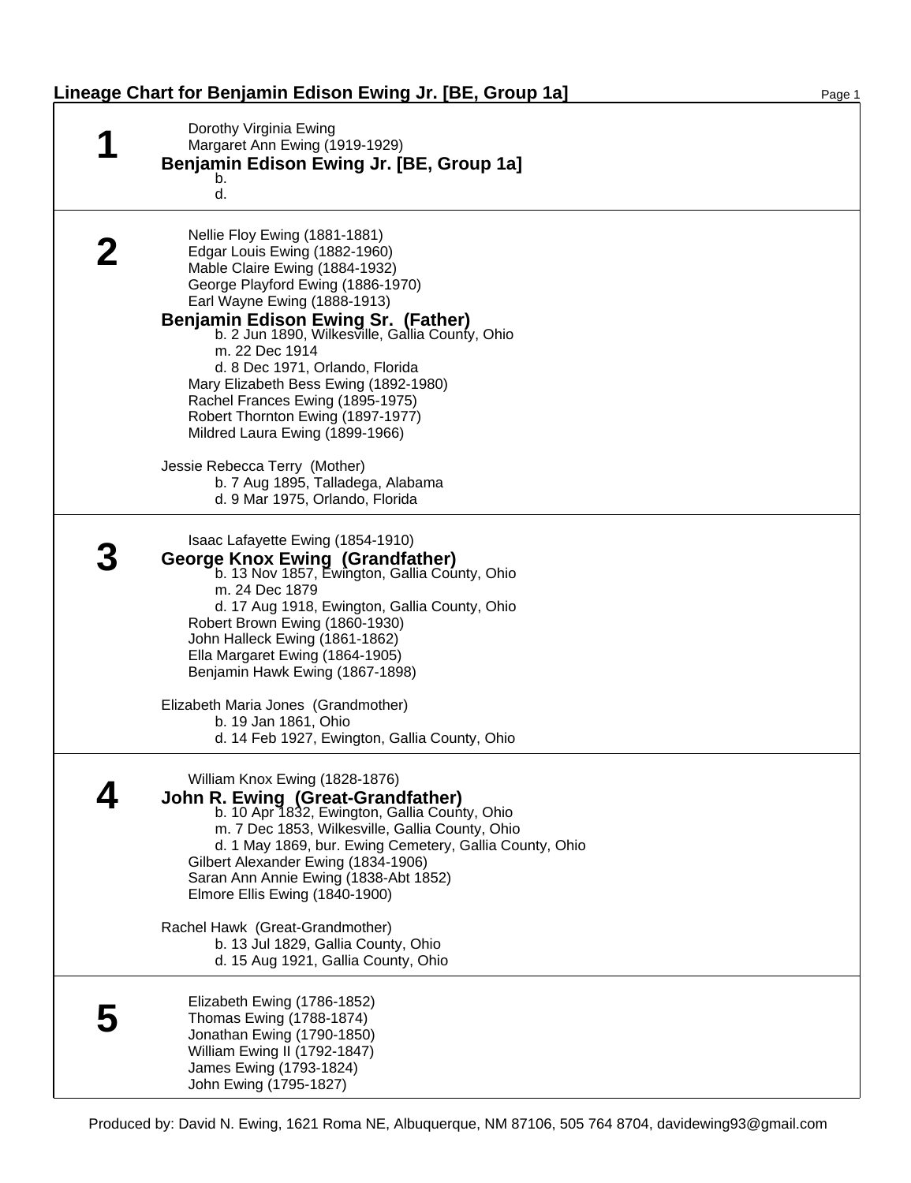# Lineage Chart for Benjamin Edison Ewing Jr. [BE, Group 1a]

## 1

Dorothy Virginia Ewing
Margaret Ann Ewing (1919-1929)

**Benjamin Edison Ewing Jr. [BE, Group 1a]**
b.
d.

## 2

Nellie Floy Ewing (1881-1881)
Edgar Louis Ewing (1882-1960)
Mable Claire Ewing (1884-1932)
George Playford Ewing (1886-1970)
Earl Wayne Ewing (1888-1913)

**Benjamin Edison Ewing Sr. (Father)**
b. 2 Jun 1890, Wilkesville, Gallia County, Ohio
m. 22 Dec 1914
d. 8 Dec 1971, Orlando, Florida

Mary Elizabeth Bess Ewing (1892-1980)
Rachel Frances Ewing (1895-1975)
Robert Thornton Ewing (1897-1977)
Mildred Laura Ewing (1899-1966)

Jessie Rebecca Terry (Mother)
b. 7 Aug 1895, Talladega, Alabama
d. 9 Mar 1975, Orlando, Florida

## 3

Isaac Lafayette Ewing (1854-1910)

**George Knox Ewing (Grandfather)**
b. 13 Nov 1857, Ewington, Gallia County, Ohio
m. 24 Dec 1879
d. 17 Aug 1918, Ewington, Gallia County, Ohio

Robert Brown Ewing (1860-1930)
John Halleck Ewing (1861-1862)
Ella Margaret Ewing (1864-1905)
Benjamin Hawk Ewing (1867-1898)

Elizabeth Maria Jones (Grandmother)
b. 19 Jan 1861, Ohio
d. 14 Feb 1927, Ewington, Gallia County, Ohio

## 4

William Knox Ewing (1828-1876)

**John R. Ewing (Great-Grandfather)**
b. 10 Apr 1832, Ewington, Gallia County, Ohio
m. 7 Dec 1853, Wilkesville, Gallia County, Ohio
d. 1 May 1869, bur. Ewing Cemetery, Gallia County, Ohio

Gilbert Alexander Ewing (1834-1906)
Saran Ann Annie Ewing (1838-Abt 1852)
Elmore Ellis Ewing (1840-1900)

Rachel Hawk (Great-Grandmother)
b. 13 Jul 1829, Gallia County, Ohio
d. 15 Aug 1921, Gallia County, Ohio

## 5

Elizabeth Ewing (1786-1852)
Thomas Ewing (1788-1874)
Jonathan Ewing (1790-1850)
William Ewing II (1792-1847)
James Ewing (1793-1824)
John Ewing (1795-1827)

Produced by: David N. Ewing, 1621 Roma NE, Albuquerque, NM 87106, 505 764 8704, davidewing93@gmail.com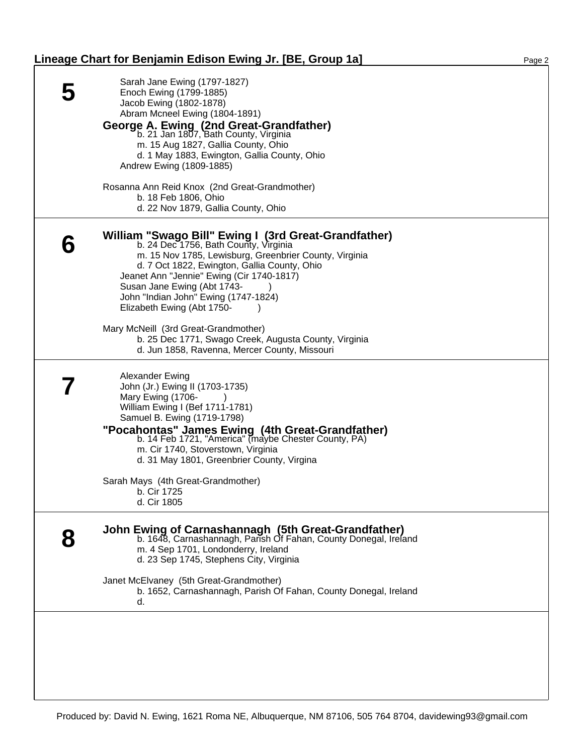## Lineage Chart for Benjamin Edison Ewing Jr. [BE, Group 1a]

**5**

Sarah Jane Ewing (1797-1827)
Enoch Ewing (1799-1885)
Jacob Ewing (1802-1878)
Abram Mcneel Ewing (1804-1891)

**George A. Ewing (2nd Great-Grandfather)**
b. 21 Jan 1807, Bath County, Virginia
m. 15 Aug 1827, Gallia County, Ohio
d. 1 May 1883, Ewington, Gallia County, Ohio

Andrew Ewing (1809-1885)

Rosanna Ann Reid Knox (2nd Great-Grandmother)
b. 18 Feb 1806, Ohio
d. 22 Nov 1879, Gallia County, Ohio

---

**6**

**William "Swago Bill" Ewing I (3rd Great-Grandfather)**
b. 24 Dec 1756, Bath County, Virginia
m. 15 Nov 1785, Lewisburg, Greenbrier County, Virginia
d. 7 Oct 1822, Ewington, Gallia County, Ohio

Jeanet Ann "Jennie" Ewing (Cir 1740-1817)
Susan Jane Ewing (Abt 1743- )
John "Indian John" Ewing (1747-1824)
Elizabeth Ewing (Abt 1750- )

Mary McNeill (3rd Great-Grandmother)
b. 25 Dec 1771, Swago Creek, Augusta County, Virginia
d. Jun 1858, Ravenna, Mercer County, Missouri

---

**7**

Alexander Ewing
John (Jr.) Ewing II (1703-1735)
Mary Ewing (1706- )
William Ewing I (Bef 1711-1781)
Samuel B. Ewing (1719-1798)

**"Pocahontas" James Ewing (4th Great-Grandfather)**
b. 14 Feb 1721, "America" (maybe Chester County, PA)
m. Cir 1740, Stoverstown, Virginia
d. 31 May 1801, Greenbrier County, Virgina

Sarah Mays (4th Great-Grandmother)
b. Cir 1725
d. Cir 1805

---

**8**

**John Ewing of Carnashannagh (5th Great-Grandfather)**
b. 1648, Carnashannagh, Parish Of Fahan, County Donegal, Ireland
m. 4 Sep 1701, Londonderry, Ireland
d. 23 Sep 1745, Stephens City, Virginia

Janet McElvaney (5th Great-Grandmother)
b. 1652, Carnashannagh, Parish Of Fahan, County Donegal, Ireland
d.

---

Produced by: David N. Ewing, 1621 Roma NE, Albuquerque, NM 87106, 505 764 8704, davidewing93@gmail.com